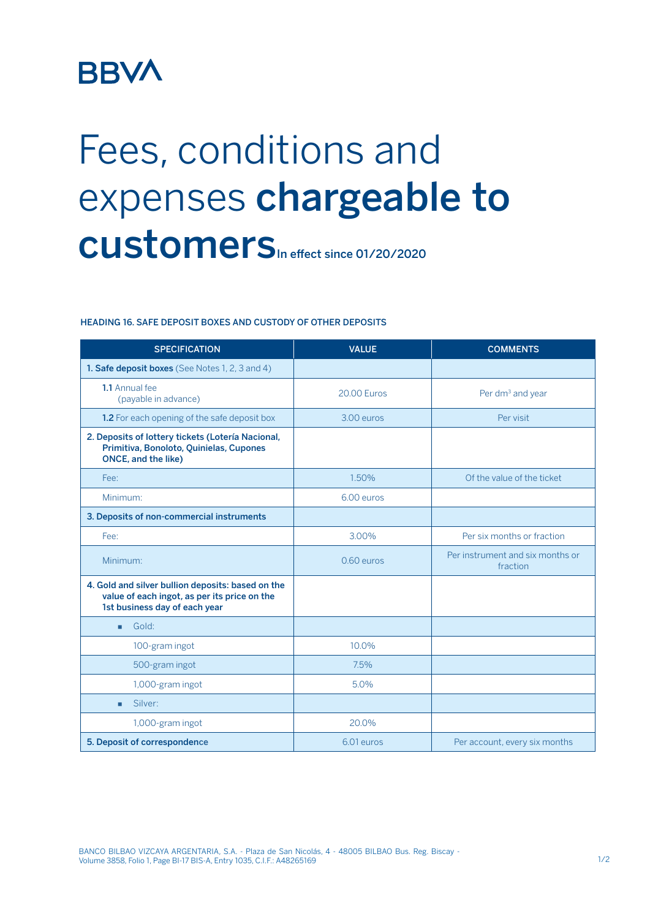BBVA

# Fees, conditions and expenses **chargeable to customers**

In effect since 01/20/2020

## HEADING 16. SAFE DEPOSIT BOXES AND CUSTODY OF OTHER DEPOSITS

| SPECIFICATION | VALUE | COMMENTS |
|---|---|---|
| **1. Safe deposit boxes** (See Notes 1, 2, 3 and 4) | | |
| **1.1** Annual fee (payable in advance) | 20.00 Euros | Per $dm^3$ and year |
| **1.2** For each opening of the safe deposit box | 3.00 euros | Per visit |
| **2. Deposits of lottery tickets (Lotería Nacional, Primitiva, Bonoloto, Quinielas, Cupones ONCE, and the like)** | | |
| Fee: | 1.50% | Of the value of the ticket |
| Minimum: | 6.00 euros | |
| **3. Deposits of non-commercial instruments** | | |
| Fee: | 3.00% | Per six months or fraction |
| Minimum: | 0.60 euros | Per instrument and six months or fraction |
| **4. Gold and silver bullion deposits: based on the value of each ingot, as per its price on the 1st business day of each year** | | |
| ■ Gold: | | |
| 100-gram ingot | 10.0% | |
| 500-gram ingot | 7.5% | |
| 1,000-gram ingot | 5.0% | |
| ■ Silver: | | |
| 1,000-gram ingot | 20.0% | |
| **5. Deposit of correspondence** | 6.01 euros | Per account, every six months |

BANCO BILBAO VIZCAYA ARGENTARIA, S.A. - Plaza de San Nicolás, 4 - 48005 BILBAO Bus. Reg. Biscay - Volume 3858, Folio 1, Page BI-17 BIS-A, Entry 1035, C.I.F.: A48265169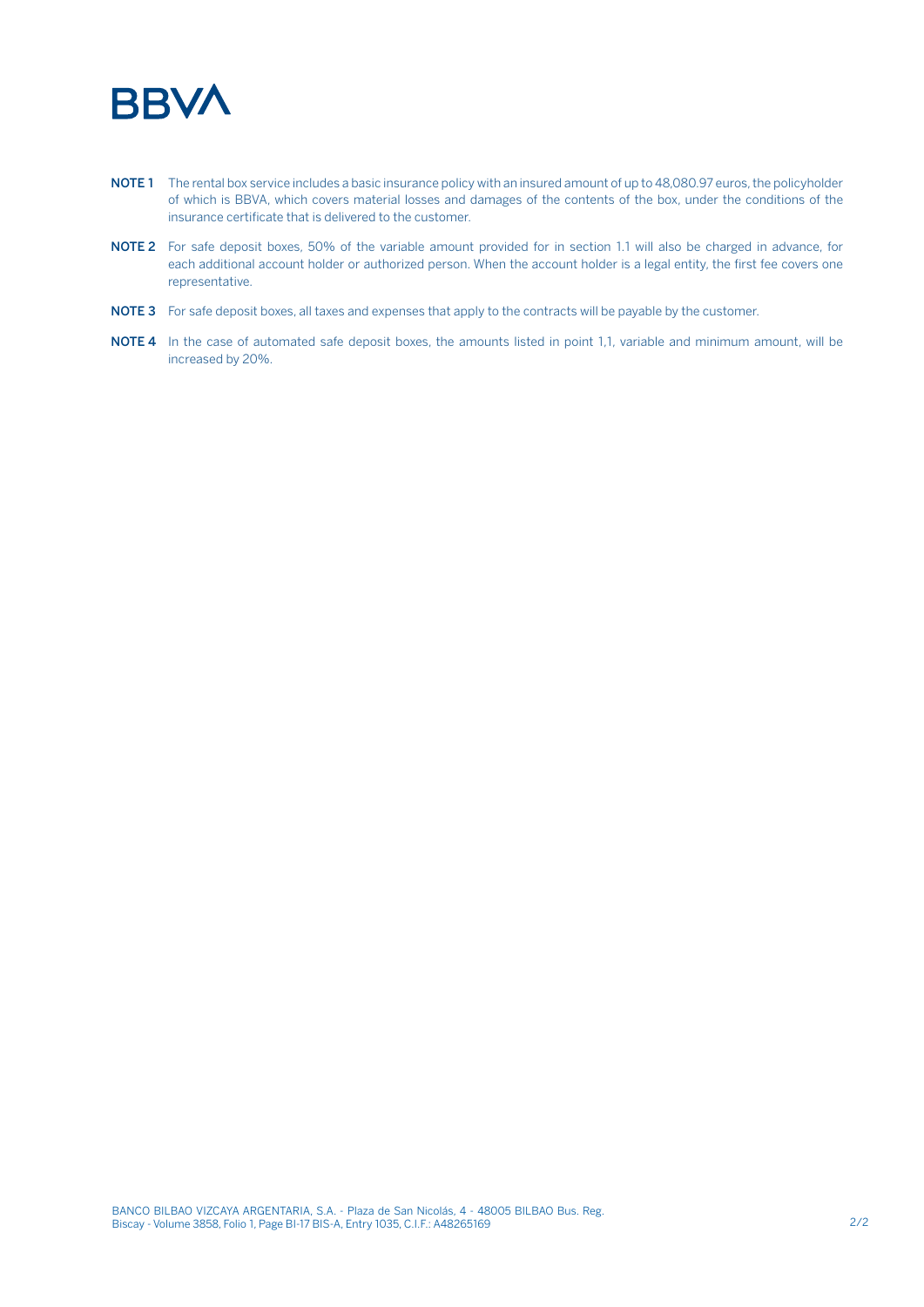**NOTE 1** The rental box service includes a basic insurance policy with an insured amount of up to 48,080.97 euros, the policyholder of which is BBVA, which covers material losses and damages of the contents of the box, under the conditions of the insurance certificate that is delivered to the customer.

**NOTE 2** For safe deposit boxes, 50% of the variable amount provided for in section 1.1 will also be charged in advance, for each additional account holder or authorized person. When the account holder is a legal entity, the first fee covers one representative.

**NOTE 3** For safe deposit boxes, all taxes and expenses that apply to the contracts will be payable by the customer.

**NOTE 4** In the case of automated safe deposit boxes, the amounts listed in point 1,1, variable and minimum amount, will be increased by 20%.

BANCO BILBAO VIZCAYA ARGENTARIA, S.A. - Plaza de San Nicolás, 4 - 48005 BILBAO Bus. Reg. Biscay - Volume 3858, Folio 1, Page BI-17 BIS-A, Entry 1035, C.I.F.: A48265169